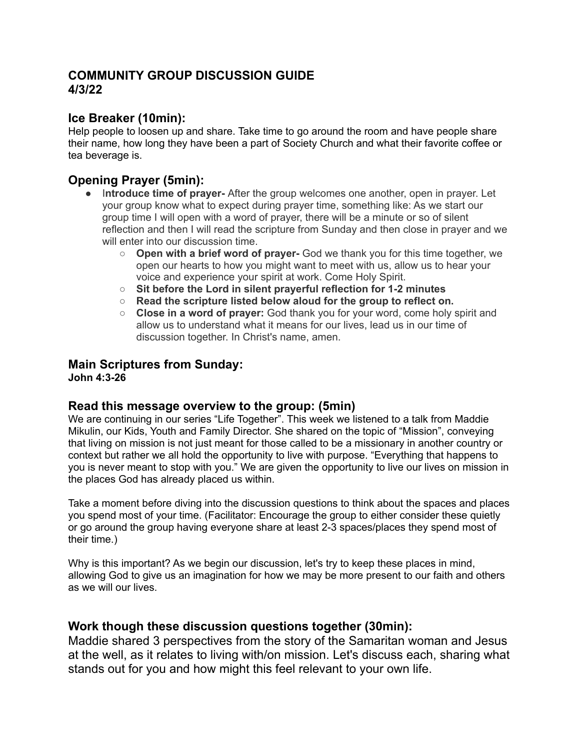# COMMUNITY GROUP DISCUSSION GUIDE
# 4/3/22

## Ice Breaker (10min):

Help people to loosen up and share. Take time to go around the room and have people share their name, how long they have been a part of Society Church and what their favorite coffee or tea beverage is.

## Opening Prayer (5min):

- I**ntroduce time of prayer-** After the group welcomes one another, open in prayer. Let your group know what to expect during prayer time, something like: As we start our group time I will open with a word of prayer, there will be a minute or so of silent reflection and then I will read the scripture from Sunday and then close in prayer and we will enter into our discussion time.
    - **Open with a brief word of prayer-** God we thank you for this time together, we open our hearts to how you might want to meet with us, allow us to hear your voice and experience your spirit at work. Come Holy Spirit.
    - **Sit before the Lord in silent prayerful reflection for 1-2 minutes**
    - **Read the scripture listed below aloud for the group to reflect on.**
    - **Close in a word of prayer:** God thank you for your word, come holy spirit and allow us to understand what it means for our lives, lead us in our time of discussion together. In Christ's name, amen.

## Main Scriptures from Sunday:

**John 4:3-26**

## Read this message overview to the group: (5min)

We are continuing in our series "Life Together". This week we listened to a talk from Maddie Mikulin, our Kids, Youth and Family Director. She shared on the topic of "Mission", conveying that living on mission is not just meant for those called to be a missionary in another country or context but rather we all hold the opportunity to live with purpose. "Everything that happens to you is never meant to stop with you." We are given the opportunity to live our lives on mission in the places God has already placed us within.

Take a moment before diving into the discussion questions to think about the spaces and places you spend most of your time. (Facilitator: Encourage the group to either consider these quietly or go around the group having everyone share at least 2-3 spaces/places they spend most of their time.)

Why is this important? As we begin our discussion, let's try to keep these places in mind, allowing God to give us an imagination for how we may be more present to our faith and others as we will our lives.

## Work though these discussion questions together (30min):

Maddie shared 3 perspectives from the story of the Samaritan woman and Jesus at the well, as it relates to living with/on mission. Let's discuss each, sharing what stands out for you and how might this feel relevant to your own life.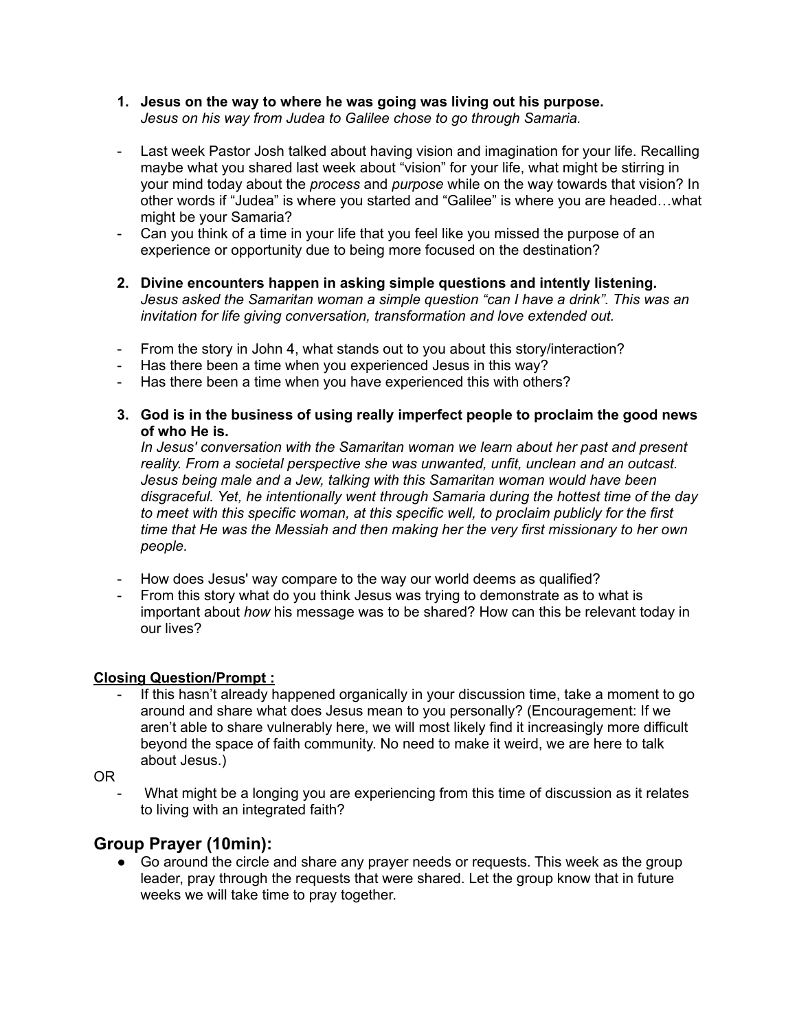1. **Jesus on the way to where he was going was living out his purpose.**
   *Jesus on his way from Judea to Galilee chose to go through Samaria.*

- Last week Pastor Josh talked about having vision and imagination for your life. Recalling maybe what you shared last week about "vision" for your life, what might be stirring in your mind today about the *process* and *purpose* while on the way towards that vision? In other words if "Judea" is where you started and "Galilee" is where you are headed…what might be your Samaria?
- Can you think of a time in your life that you feel like you missed the purpose of an experience or opportunity due to being more focused on the destination?

2. **Divine encounters happen in asking simple questions and intently listening.**
   *Jesus asked the Samaritan woman a simple question "can I have a drink". This was an invitation for life giving conversation, transformation and love extended out.*

- From the story in John 4, what stands out to you about this story/interaction?
- Has there been a time when you experienced Jesus in this way?
- Has there been a time when you have experienced this with others?

3. **God is in the business of using really imperfect people to proclaim the good news of who He is.**
   *In Jesus' conversation with the Samaritan woman we learn about her past and present reality. From a societal perspective she was unwanted, unfit, unclean and an outcast. Jesus being male and a Jew, talking with this Samaritan woman would have been disgraceful. Yet, he intentionally went through Samaria during the hottest time of the day to meet with this specific woman, at this specific well, to proclaim publicly for the first time that He was the Messiah and then making her the very first missionary to her own people.*

- How does Jesus' way compare to the way our world deems as qualified?
- From this story what do you think Jesus was trying to demonstrate as to what is important about *how* his message was to be shared? How can this be relevant today in our lives?

**<u>Closing Question/Prompt :</u>**

- If this hasn't already happened organically in your discussion time, take a moment to go around and share what does Jesus mean to you personally? (Encouragement: If we aren't able to share vulnerably here, we will most likely find it increasingly more difficult beyond the space of faith community. No need to make it weird, we are here to talk about Jesus.)

OR

- What might be a longing you are experiencing from this time of discussion as it relates to living with an integrated faith?

## Group Prayer (10min):

- Go around the circle and share any prayer needs or requests. This week as the group leader, pray through the requests that were shared. Let the group know that in future weeks we will take time to pray together.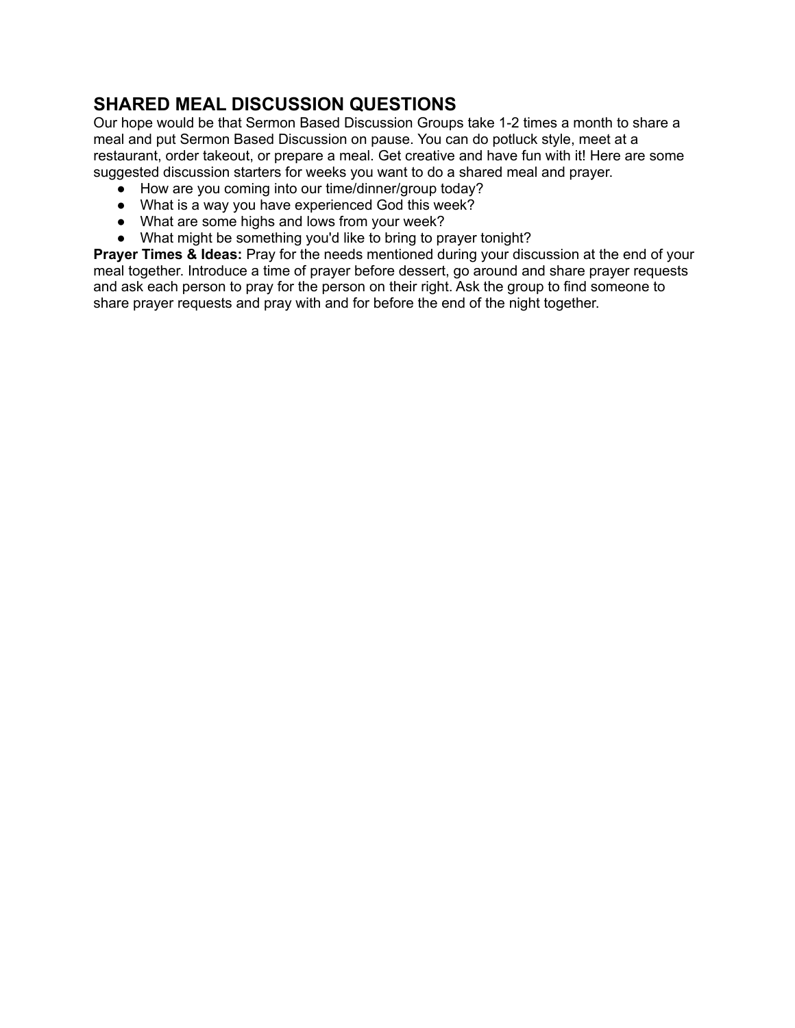## SHARED MEAL DISCUSSION QUESTIONS

Our hope would be that Sermon Based Discussion Groups take 1-2 times a month to share a meal and put Sermon Based Discussion on pause. You can do potluck style, meet at a restaurant, order takeout, or prepare a meal. Get creative and have fun with it! Here are some suggested discussion starters for weeks you want to do a shared meal and prayer.

- How are you coming into our time/dinner/group today?
- What is a way you have experienced God this week?
- What are some highs and lows from your week?
- What might be something you'd like to bring to prayer tonight?

**Prayer Times & Ideas:** Pray for the needs mentioned during your discussion at the end of your meal together. Introduce a time of prayer before dessert, go around and share prayer requests and ask each person to pray for the person on their right. Ask the group to find someone to share prayer requests and pray with and for before the end of the night together.